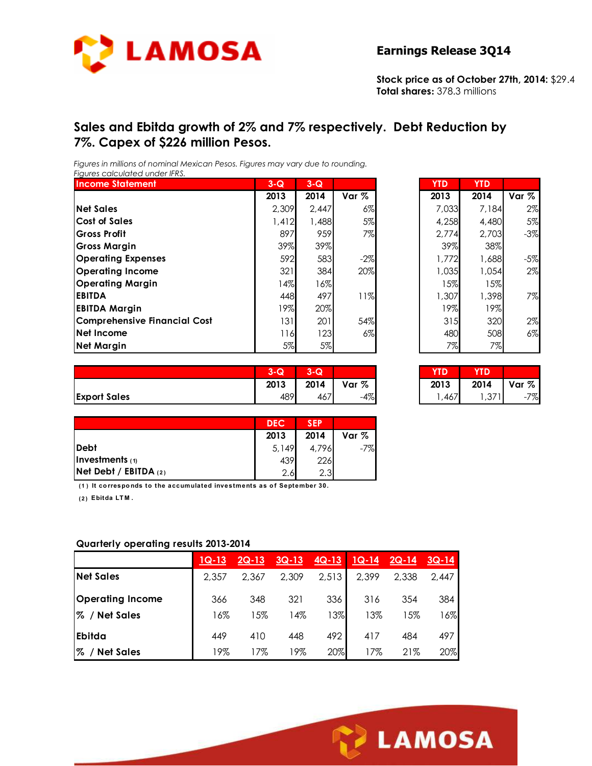# LAMOSA

**Earnings Release 3Q14**

**Stock price as of October 27th, 2014:** $29.4
**Total shares:** 378.3 millions

## Sales and Ebitda growth of 2% and 7% respectively. Debt Reduction by 7%. Capex of $226 million Pesos.

*Figures in millions of nominal Mexican Pesos. Figures may vary due to rounding.*
*Figures calculated under IFRS.*

| Income Statement | 3-Q 2013 | 3-Q 2014 | Var % | YTD 2013 | YTD 2014 | Var % |
|---|---|---|---|---|---|---|
| Net Sales | 2,309 | 2,447 | 6% | 7,033 | 7,184 | 2% |
| Cost of Sales | 1,412 | 1,488 | 5% | 4,258 | 4,480 | 5% |
| Gross Profit | 897 | 959 | 7% | 2,774 | 2,703 | -3% |
| Gross Margin | 39% | 39% | | 39% | 38% | |
| Operating Expenses | 592 | 583 | -2% | 1,772 | 1,688 | -5% |
| Operating Income | 321 | 384 | 20% | 1,035 | 1,054 | 2% |
| Operating Margin | 14% | 16% | | 15% | 15% | |
| EBITDA | 448 | 497 | 11% | 1,307 | 1,398 | 7% |
| EBITDA Margin | 19% | 20% | | 19% | 19% | |
| Comprehensive Financial Cost | 131 | 201 | 54% | 315 | 320 | 2% |
| Net Income | 116 | 123 | 6% | 480 | 508 | 6% |
| Net Margin | 5% | 5% | | 7% | 7% | |

| | 3-Q 2013 | 3-Q 2014 | Var % | YTD 2013 | YTD 2014 | Var % |
|---|---|---|---|---|---|---|
| Export Sales | 489 | 467 | -4% | 1,467 | 1,371 | -7% |

| | DEC 2013 | SEP 2014 | Var % |
|---|---|---|---|
| Debt | 5,149 | 4,796 | -7% |
| Investments (1) | 439 | 226 | |
| Net Debt / EBITDA (2) | 2.6 | 2.3 | |

(1) It corresponds to the accumulated investments as of September 30.

(2) Ebitda LTM.

### Quarterly operating results 2013-2014

| | 1Q-13 | 2Q-13 | 3Q-13 | 4Q-13 | 1Q-14 | 2Q-14 | 3Q-14 |
|---|---|---|---|---|---|---|---|
| Net Sales | 2,357 | 2,367 | 2,309 | 2,513 | 2,399 | 2,338 | 2,447 |
| Operating Income | 366 | 348 | 321 | 336 | 316 | 354 | 384 |
| % / Net Sales | 16% | 15% | 14% | 13% | 13% | 15% | 16% |
| Ebitda | 449 | 410 | 448 | 492 | 417 | 484 | 497 |
| % / Net Sales | 19% | 17% | 19% | 20% | 17% | 21% | 20% |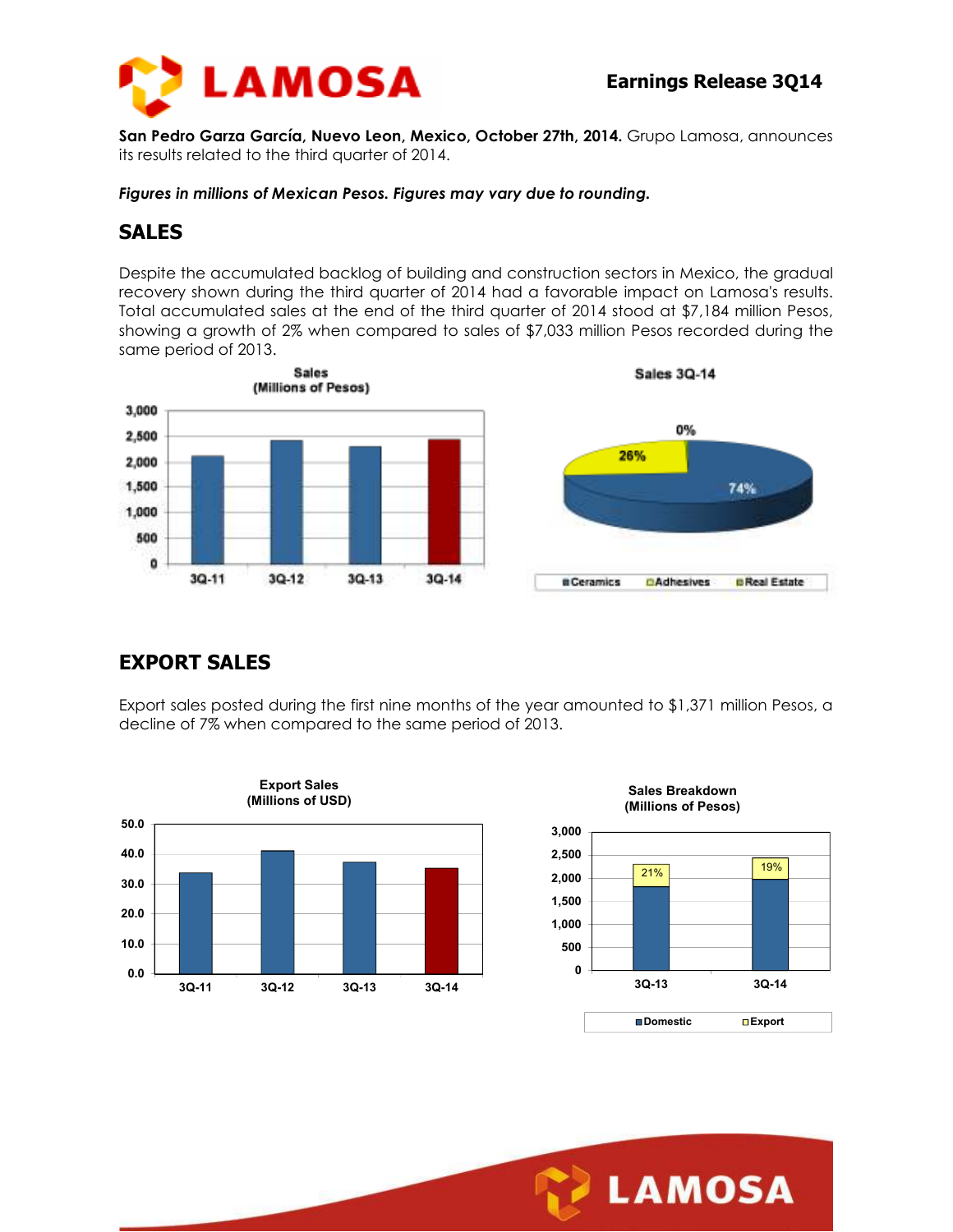**San Pedro Garza García, Nuevo Leon, Mexico, October 27th, 2014.** Grupo Lamosa, announces its results related to the third quarter of 2014.

***Figures in millions of Mexican Pesos. Figures may vary due to rounding.***

## SALES

Despite the accumulated backlog of building and construction sectors in Mexico, the gradual recovery shown during the third quarter of 2014 had a favorable impact on Lamosa's results. Total accumulated sales at the end of the third quarter of 2014 stood at $7,184 million Pesos, showing a growth of 2% when compared to sales of $7,033 million Pesos recorded during the same period of 2013.

## EXPORT SALES

Export sales posted during the first nine months of the year amounted to $1,371 million Pesos, a decline of 7% when compared to the same period of 2013.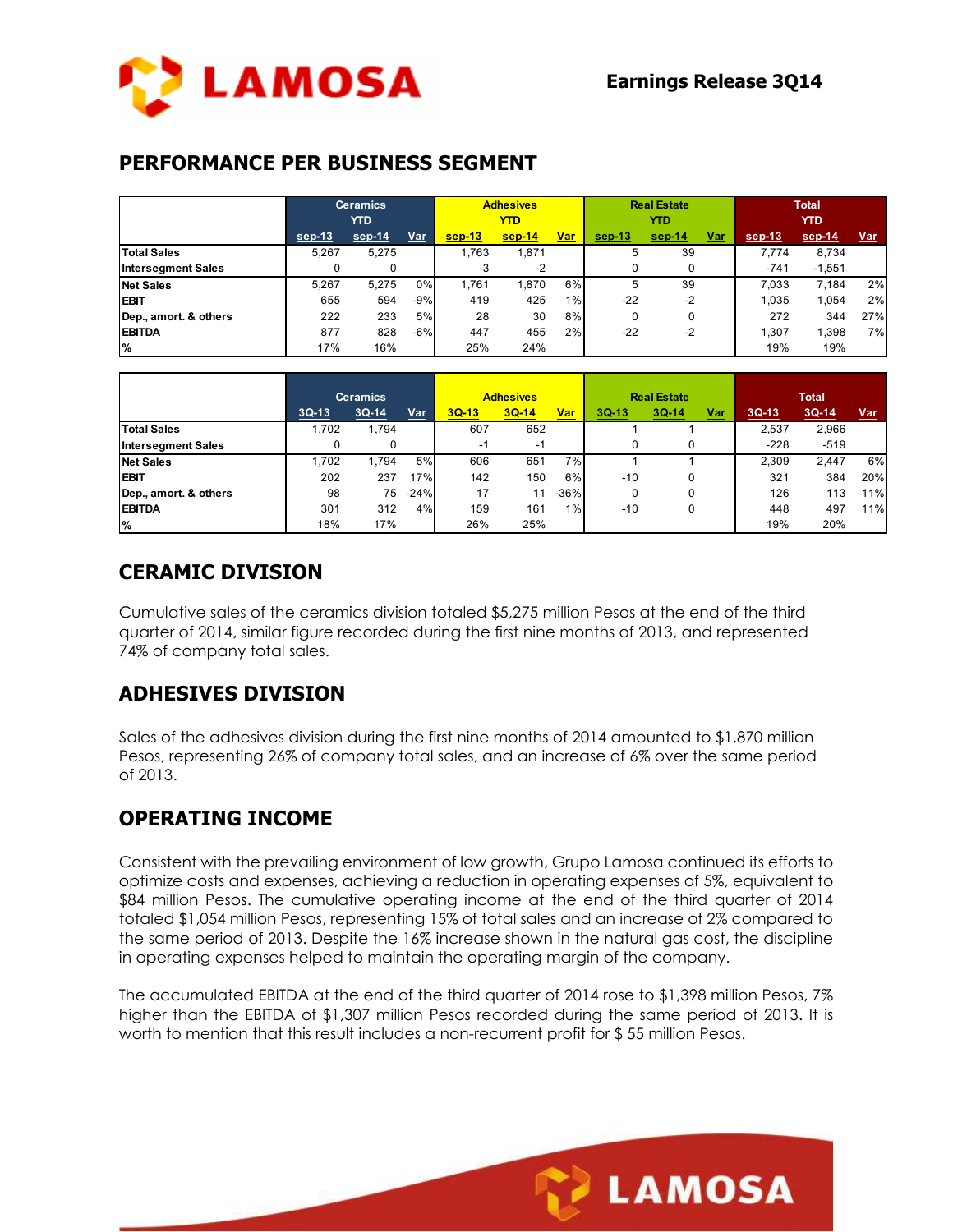## PERFORMANCE PER BUSINESS SEGMENT

| | Ceramics YTD | | | Adhesives YTD | | | Real Estate YTD | | | Total YTD | | |
|---|---|---|---|---|---|---|---|---|---|---|---|---|
| | sep-13 | sep-14 | Var | sep-13 | sep-14 | Var | sep-13 | sep-14 | Var | sep-13 | sep-14 | Var |
| Total Sales | 5,267 | 5,275 | | 1,763 | 1,871 | | 5 | 39 | | 7,774 | 8,734 | |
| Intersegment Sales | 0 | 0 | | -3 | -2 | | 0 | 0 | | -741 | -1,551 | |
| Net Sales | 5,267 | 5,275 | 0% | 1,761 | 1,870 | 6% | 5 | 39 | | 7,033 | 7,184 | 2% |
| EBIT | 655 | 594 | -9% | 419 | 425 | 1% | -22 | -2 | | 1,035 | 1,054 | 2% |
| Dep., amort. & others | 222 | 233 | 5% | 28 | 30 | 8% | 0 | 0 | | 272 | 344 | 27% |
| EBITDA | 877 | 828 | -6% | 447 | 455 | 2% | -22 | -2 | | 1,307 | 1,398 | 7% |
| % | 17% | 16% | | 25% | 24% | | | | | 19% | 19% | |

| | Ceramics | | | Adhesives | | | Real Estate | | | Total | | |
|---|---|---|---|---|---|---|---|---|---|---|---|---|
| | 3Q-13 | 3Q-14 | Var | 3Q-13 | 3Q-14 | Var | 3Q-13 | 3Q-14 | Var | 3Q-13 | 3Q-14 | Var |
| Total Sales | 1,702 | 1,794 | | 607 | 652 | | 1 | 1 | | 2,537 | 2,966 | |
| Intersegment Sales | 0 | 0 | | -1 | -1 | | 0 | 0 | | -228 | -519 | |
| Net Sales | 1,702 | 1,794 | 5% | 606 | 651 | 7% | 1 | 1 | | 2,309 | 2,447 | 6% |
| EBIT | 202 | 237 | 17% | 142 | 150 | 6% | -10 | 0 | | 321 | 384 | 20% |
| Dep., amort. & others | 98 | 75 | -24% | 17 | 11 | -36% | 0 | 0 | | 126 | 113 | -11% |
| EBITDA | 301 | 312 | 4% | 159 | 161 | 1% | -10 | 0 | | 448 | 497 | 11% |
| % | 18% | 17% | | 26% | 25% | | | | | 19% | 20% | |

## CERAMIC DIVISION

Cumulative sales of the ceramics division totaled $5,275 million Pesos at the end of the third quarter of 2014, similar figure recorded during the first nine months of 2013, and represented 74% of company total sales.

## ADHESIVES DIVISION

Sales of the adhesives division during the first nine months of 2014 amounted to $1,870 million Pesos, representing 26% of company total sales, and an increase of 6% over the same period of 2013.

## OPERATING INCOME

Consistent with the prevailing environment of low growth, Grupo Lamosa continued its efforts to optimize costs and expenses, achieving a reduction in operating expenses of 5%, equivalent to $84 million Pesos. The cumulative operating income at the end of the third quarter of 2014 totaled $1,054 million Pesos, representing 15% of total sales and an increase of 2% compared to the same period of 2013. Despite the 16% increase shown in the natural gas cost, the discipline in operating expenses helped to maintain the operating margin of the company.

The accumulated EBITDA at the end of the third quarter of 2014 rose to $1,398 million Pesos, 7% higher than the EBITDA of $1,307 million Pesos recorded during the same period of 2013. It is worth to mention that this result includes a non-recurrent profit for $ 55 million Pesos.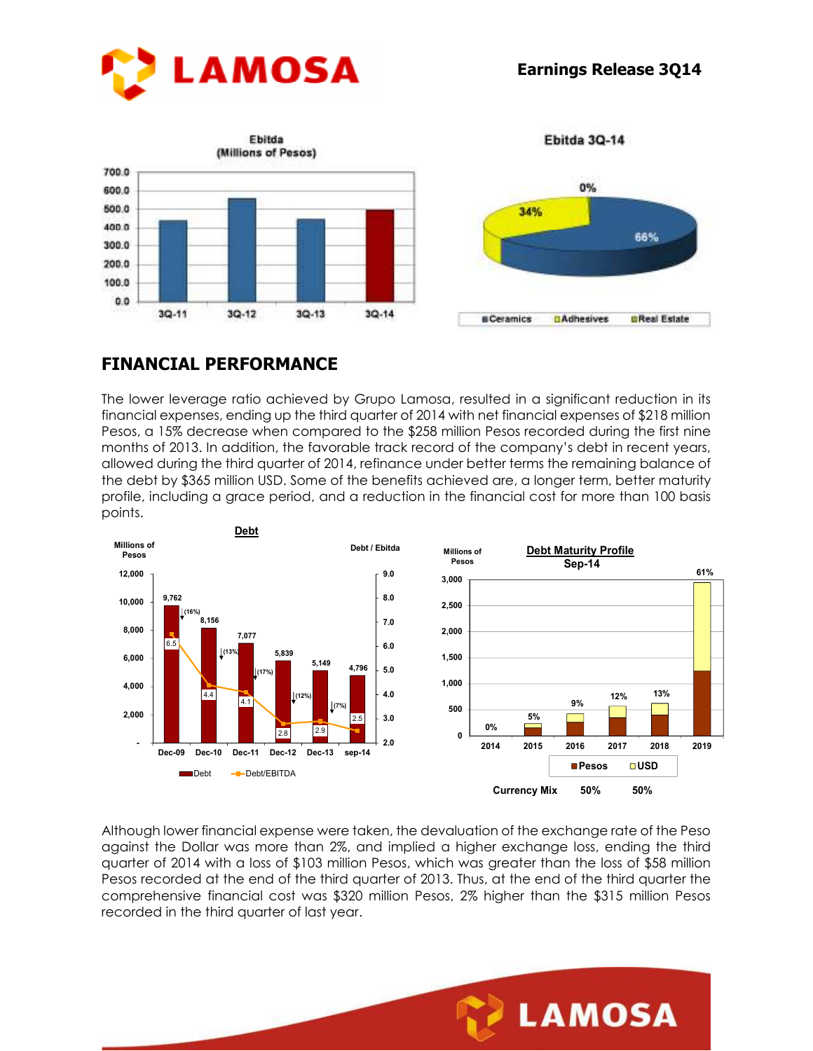# Earnings Release 3Q14

**Ebitda (Millions of Pesos)**

| | 3Q-11 | 3Q-12 | 3Q-13 | 3Q-14 |
|---|---|---|---|---|

**Ebitda 3Q-14**

| Ceramics | Adhesives | Real Estate |
|---|---|---|
| 66% | 34% | 0% |

## FINANCIAL PERFORMANCE

The lower leverage ratio achieved by Grupo Lamosa, resulted in a significant reduction in its financial expenses, ending up the third quarter of 2014 with net financial expenses of $218 million Pesos, a 15% decrease when compared to the $258 million Pesos recorded during the first nine months of 2013. In addition, the favorable track record of the company's debt in recent years, allowed during the third quarter of 2014, refinance under better terms the remaining balance of the debt by $365 million USD. Some of the benefits achieved are, a longer term, better maturity profile, including a grace period, and a reduction in the financial cost for more than 100 basis points.

**Debt**

| | Dec-09 | Dec-10 | Dec-11 | Dec-12 | Dec-13 | sep-14 |
|---|---|---|---|---|---|---|
| Debt (Millions of Pesos) | 9,762 | 8,156 | 7,077 | 5,839 | 5,149 | 4,796 |
| Change | | (16%) | (13%) | (17%) | (12%) | (7%) |
| Debt/EBITDA | 6.5 | 4.4 | 4.1 | 2.8 | 2.9 | 2.5 |

**Debt Maturity Profile Sep-14**

| | 2014 | 2015 | 2016 | 2017 | 2018 | 2019 |
|---|---|---|---|---|---|---|
| % | 0% | 5% | 9% | 12% | 13% | 61% |

| Currency Mix | Pesos | USD |
|---|---|---|
| | 50% | 50% |

Although lower financial expense were taken, the devaluation of the exchange rate of the Peso against the Dollar was more than 2%, and implied a higher exchange loss, ending the third quarter of 2014 with a loss of $103 million Pesos, which was greater than the loss of $58 million Pesos recorded at the end of the third quarter of 2013. Thus, at the end of the third quarter the comprehensive financial cost was $320 million Pesos, 2% higher than the $315 million Pesos recorded in the third quarter of last year.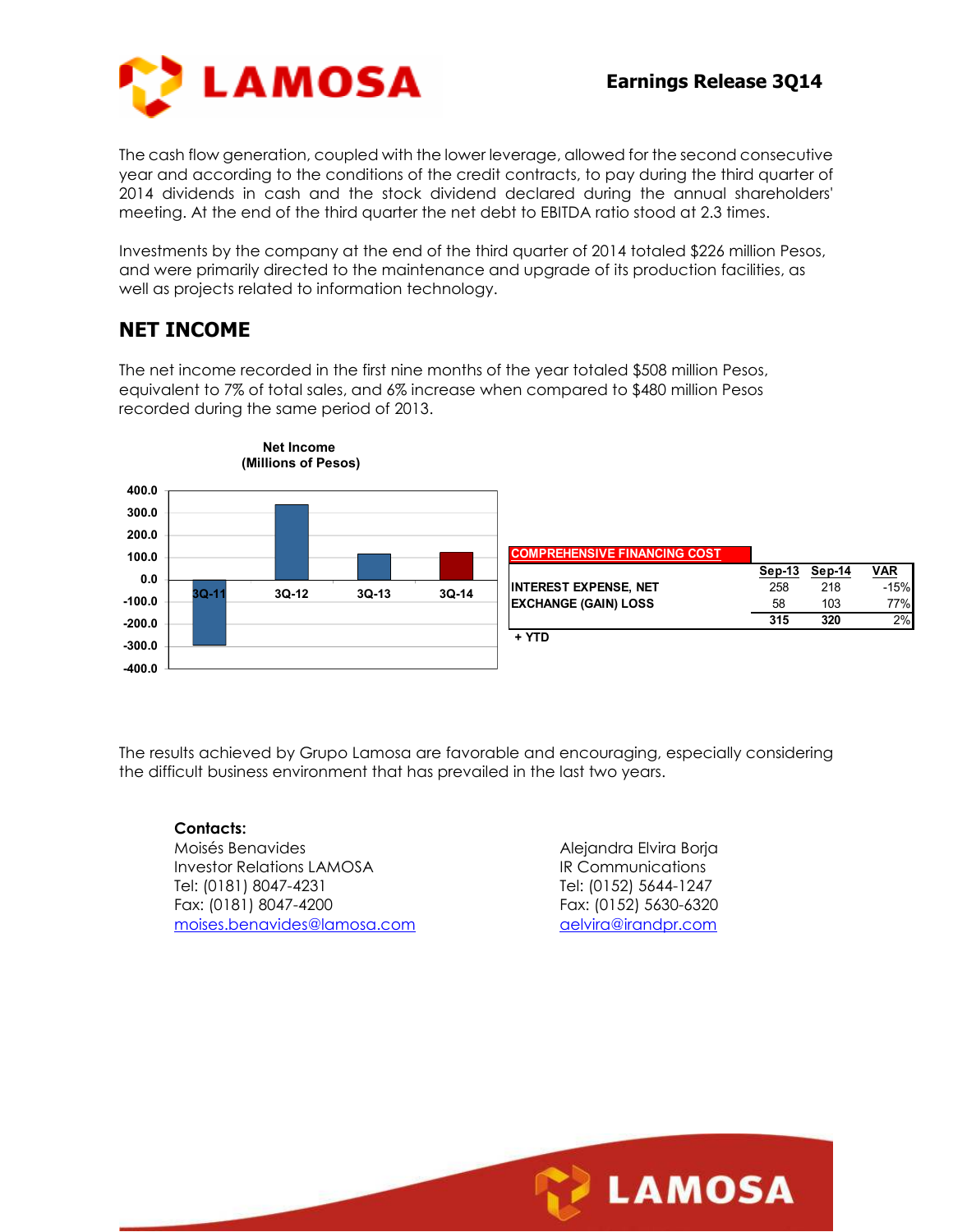The cash flow generation, coupled with the lower leverage, allowed for the second consecutive year and according to the conditions of the credit contracts, to pay during the third quarter of 2014 dividends in cash and the stock dividend declared during the annual shareholders' meeting. At the end of the third quarter the net debt to EBITDA ratio stood at 2.3 times.

Investments by the company at the end of the third quarter of 2014 totaled $226 million Pesos, and were primarily directed to the maintenance and upgrade of its production facilities, as well as projects related to information technology.

## NET INCOME

The net income recorded in the first nine months of the year totaled $508 million Pesos, equivalent to 7% of total sales, and 6% increase when compared to $480 million Pesos recorded during the same period of 2013.

Net Income
(Millions of Pesos)

400.0
300.0
200.0
100.0
0.0
-100.0
-200.0
-300.0
-400.0

3Q-11
3Q-12
3Q-13
3Q-14

| COMPREHENSIVE FINANCING COST | Sep-13 | Sep-14 | VAR |
|---|---|---|---|
| INTEREST EXPENSE, NET | 258 | 218 | -15% |
| EXCHANGE (GAIN) LOSS | 58 | 103 | 77% |
| | 315 | 320 | 2% |

+ YTD

The results achieved by Grupo Lamosa are favorable and encouraging, especially considering the difficult business environment that has prevailed in the last two years.

**Contacts:**

Moisés Benavides
Investor Relations LAMOSA
Tel: (0181) 8047-4231
Fax: (0181) 8047-4200
moises.benavides@lamosa.com

Alejandra Elvira Borja
IR Communications
Tel: (0152) 5644-1247
Fax: (0152) 5630-6320
aelvira@irandpr.com